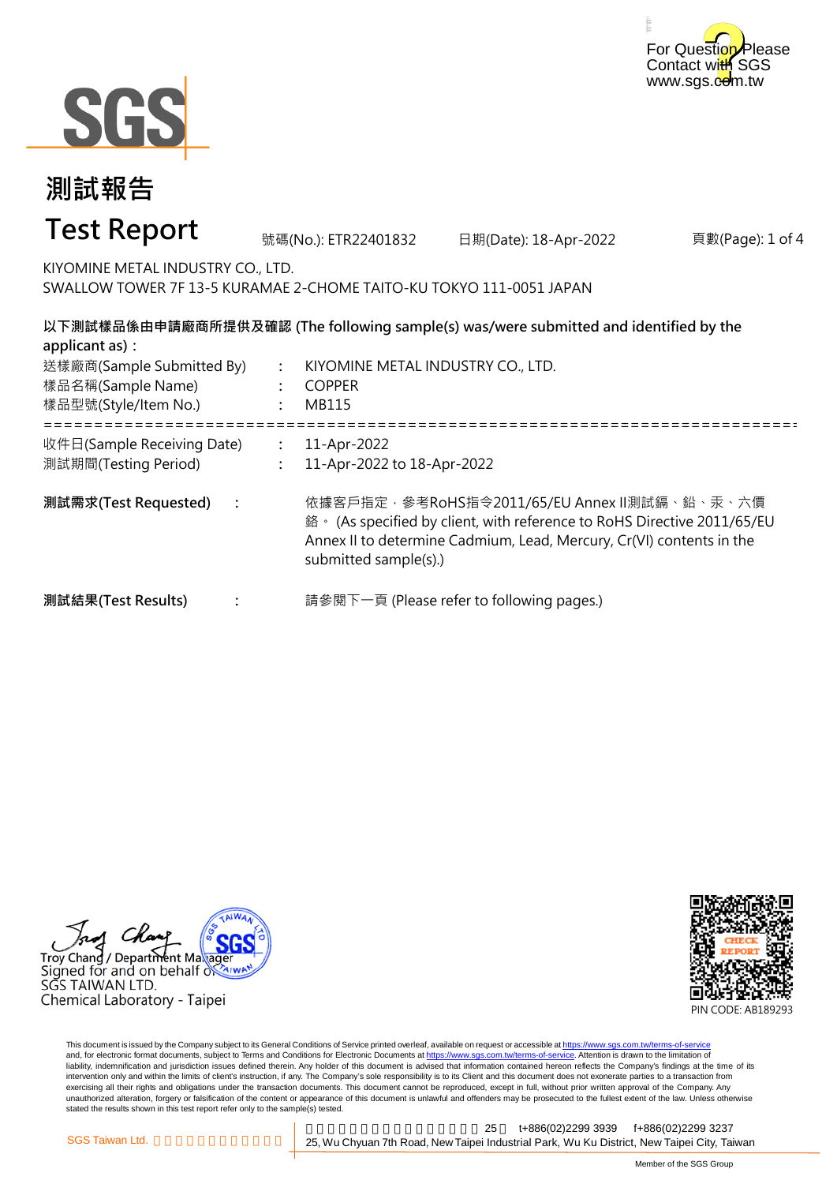# 測試報告

# Test Report

號碼(No.): ETR22401832　日期(Date): 18-Apr-2022

KIYOMINE METAL INDUSTRY CO., LTD.
SWALLOW TOWER 7F 13-5 KURAMAE 2-CHOME TAITO-KU TOKYO 111-0051 JAPAN

**以下測試樣品係由申請廠商所提供及確認 (The following sample(s) was/were submitted and identified by the applicant as)：**

送樣廠商(Sample Submitted By) : KIYOMINE METAL INDUSTRY CO., LTD.
樣品名稱(Sample Name) : COPPER
樣品型號(Style/Item No.) : MB115

==========================================================================

收件日(Sample Receiving Date) : 11-Apr-2022
測試期間(Testing Period) : 11-Apr-2022 to 18-Apr-2022

**測試需求(Test Requested)** : 依據客戶指定，參考RoHS指令2011/65/EU Annex II測試鎘、鉛、汞、六價鉻。 (As specified by client, with reference to RoHS Directive 2011/65/EU Annex II to determine Cadmium, Lead, Mercury, Cr(VI) contents in the submitted sample(s).)

**測試結果(Test Results)** : 請參閱下一頁 (Please refer to following pages.)

Troy Chang / Department Manager
Signed for and on behalf of
SGS TAIWAN LTD.
Chemical Laboratory - Taipei

PIN CODE: AB189293

This document is issued by the Company subject to its General Conditions of Service printed overleaf, available on request or accessible at https://www.sgs.com.tw/terms-of-service and, for electronic format documents, subject to Terms and Conditions for Electronic Documents at https://www.sgs.com.tw/terms-of-service. Attention is drawn to the limitation of liability, indemnification and jurisdiction issues defined therein. Any holder of this document is advised that information contained hereon reflects the Company's findings at the time of its intervention only and within the limits of client's instruction, if any. The Company's sole responsibility is to its Client and this document does not exonerate parties to a transaction from exercising all their rights and obligations under the transaction documents. This document cannot be reproduced, except in full, without prior written approval of the Company. Any unauthorized alteration, forgery or falsification of the content or appearance of this document is unlawful and offenders may be prosecuted to the fullest extent of the law. Unless otherwise stated the results shown in this test report refer only to the sample(s) tested.

SGS Taiwan Ltd. | 25, Wu Chyuan 7th Road, New Taipei Industrial Park, Wu Ku District, New Taipei City, Taiwan | t+886(02)2299 3939 | f+886(02)2299 3237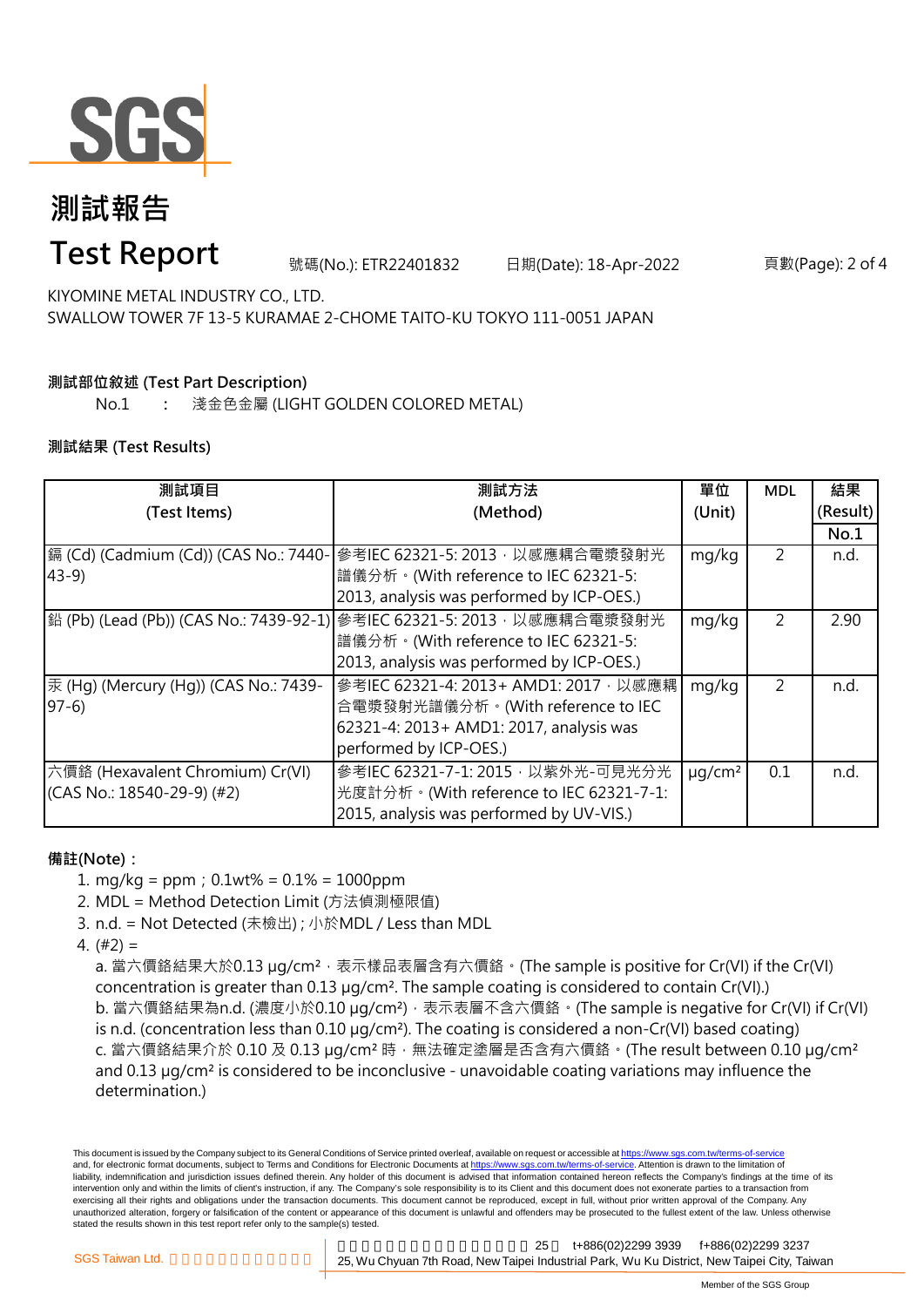# 測試報告

# Test Report

號碼(No.): ETR22401832　　日期(Date): 18-Apr-2022

KIYOMINE METAL INDUSTRY CO., LTD.
SWALLOW TOWER 7F 13-5 KURAMAE 2-CHOME TAITO-KU TOKYO 111-0051 JAPAN

**測試部位敘述 (Test Part Description)**

No.1　：　淺金色金屬 (LIGHT GOLDEN COLORED METAL)

**測試結果 (Test Results)**

| 測試項目 (Test Items) | 測試方法 (Method) | 單位 (Unit) | MDL | 結果 (Result) No.1 |
|---|---|---|---|---|
| 鎘 (Cd) (Cadmium (Cd)) (CAS No.: 7440-43-9) | 參考IEC 62321-5: 2013，以感應耦合電漿發射光譜儀分析。(With reference to IEC 62321-5: 2013, analysis was performed by ICP-OES.) | mg/kg | 2 | n.d. |
| 鉛 (Pb) (Lead (Pb)) (CAS No.: 7439-92-1) | 參考IEC 62321-5: 2013，以感應耦合電漿發射光譜儀分析。(With reference to IEC 62321-5: 2013, analysis was performed by ICP-OES.) | mg/kg | 2 | 2.90 |
| 汞 (Hg) (Mercury (Hg)) (CAS No.: 7439-97-6) | 參考IEC 62321-4: 2013+ AMD1: 2017，以感應耦合電漿發射光譜儀分析。(With reference to IEC 62321-4: 2013+ AMD1: 2017, analysis was performed by ICP-OES.) | mg/kg | 2 | n.d. |
| 六價鉻 (Hexavalent Chromium) Cr(VI) (CAS No.: 18540-29-9) (#2) | 參考IEC 62321-7-1: 2015，以紫外光-可見光分光光度計分析。(With reference to IEC 62321-7-1: 2015, analysis was performed by UV-VIS.) | μg/cm² | 0.1 | n.d. |

**備註(Note)：**

1. mg/kg = ppm；0.1wt% = 0.1% = 1000ppm
2. MDL = Method Detection Limit (方法偵測極限值)
3. n.d. = Not Detected (未檢出) ; 小於MDL / Less than MDL
4. (#2) =
   a. 當六價鉻結果大於0.13 μg/cm²，表示樣品表層含有六價鉻。(The sample is positive for Cr(VI) if the Cr(VI) concentration is greater than 0.13 μg/cm². The sample coating is considered to contain Cr(VI).)
   b. 當六價鉻結果為n.d. (濃度小於0.10 μg/cm²)，表示表層不含六價鉻。(The sample is negative for Cr(VI) if Cr(VI) is n.d. (concentration less than 0.10 μg/cm²). The coating is considered a non-Cr(VI) based coating)
   c. 當六價鉻結果介於 0.10 及 0.13 μg/cm² 時，無法確定塗層是否含有六價鉻。(The result between 0.10 μg/cm² and 0.13 μg/cm² is considered to be inconclusive - unavoidable coating variations may influence the determination.)

This document is issued by the Company subject to its General Conditions of Service printed overleaf, available on request or accessible at https://www.sgs.com.tw/terms-of-service and, for electronic format documents, subject to Terms and Conditions for Electronic Documents at https://www.sgs.com.tw/terms-of-service. Attention is drawn to the limitation of liability, indemnification and jurisdiction issues defined therein. Any holder of this document is advised that information contained hereon reflects the Company's findings at the time of its intervention only and within the limits of client's instruction, if any. The Company's sole responsibility is to its Client and this document does not exonerate parties to a transaction from exercising all their rights and obligations under the transaction documents. This document cannot be reproduced, except in full, without prior written approval of the Company. Any unauthorized alteration, forgery or falsification of the content or appearance of this document is unlawful and offenders may be prosecuted to the fullest extent of the law. Unless otherwise stated the results shown in this test report refer only to the sample(s) tested.

SGS Taiwan Ltd. | 25, Wu Chyuan 7th Road, New Taipei Industrial Park, Wu Ku District, New Taipei City, Taiwan　t+886(02)2299 3939　f+886(02)2299 3237

Member of the SGS Group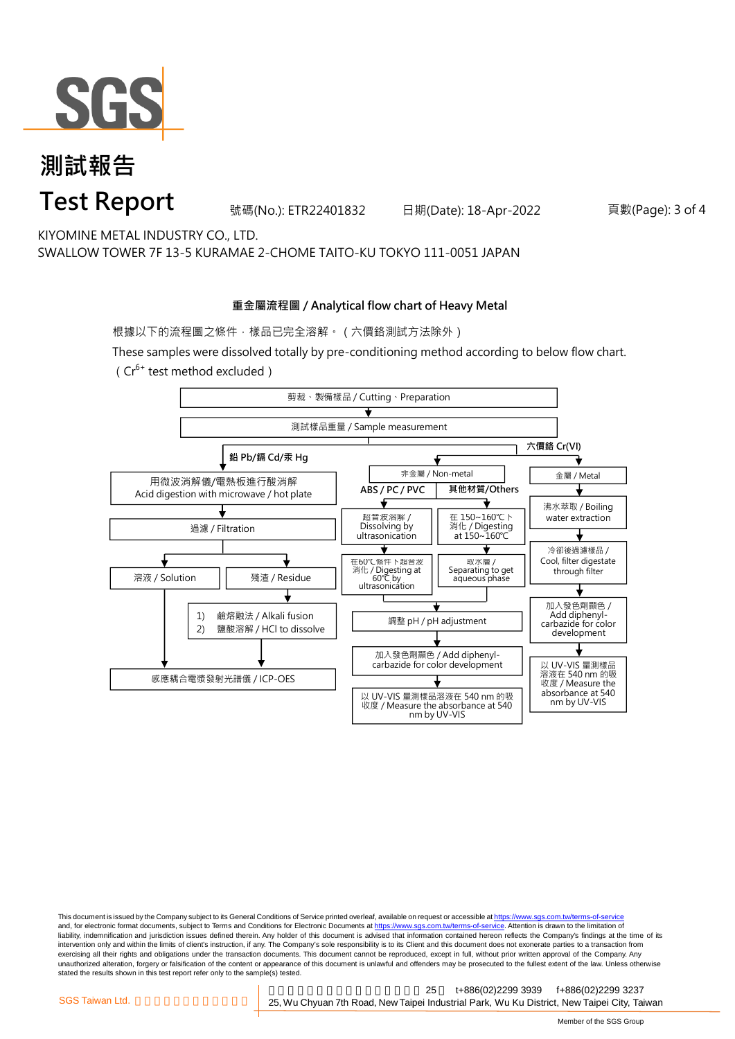# 測試報告

# Test Report

號碼(No.): ETR22401832 日期(Date): 18-Apr-2022

KIYOMINE METAL INDUSTRY CO., LTD.
SWALLOW TOWER 7F 13-5 KURAMAE 2-CHOME TAITO-KU TOKYO 111-0051 JAPAN

## 重金屬流程圖 / Analytical flow chart of Heavy Metal

根據以下的流程圖之條件，樣品已完全溶解。（六價鉻測試方法除外）

These samples were dissolved totally by pre-conditioning method according to below flow chart.
（ $Cr^{6+}$ test method excluded ）

剪裁、製備樣品 / Cutting、Preparation

↓

測試樣品重量 / Sample measurement

**鉛 Pb/鎘 Cd/汞 Hg**

- 用微波消解儀/電熱板進行酸消解 / Acid digestion with microwave / hot plate
- ↓ 過濾 / Filtration
- 溶液 / Solution → 感應耦合電漿發射光譜儀 / ICP-OES
- 殘渣 / Residue → 1) 鹼熔融法 / Alkali fusion 2) 鹽酸溶解 / HCl to dissolve → 感應耦合電漿發射光譜儀 / ICP-OES

**六價鉻 Cr(VI)**

非金屬 / Non-metal

- **ABS / PC / PVC**: 超音波溶解 / Dissolving by ultrasonication → 在60℃條件下超音波消化 / Digesting at 60℃ by ultrasonication
- **其他材質/Others**: 在 150~160℃ 下消化 / Digesting at 150~160℃ → 取水層 / Separating to get aqueous phase
- → 調整 pH / pH adjustment → 加入發色劑顯色 / Add diphenyl-carbazide for color development → 以 UV-VIS 量測樣品溶液在 540 nm 的吸收度 / Measure the absorbance at 540 nm by UV-VIS

金屬 / Metal

- 沸水萃取 / Boiling water extraction → 冷卻後過濾樣品 / Cool, filter digestate through filter → 加入發色劑顯色 / Add diphenyl-carbazide for color development → 以 UV-VIS 量測樣品溶液在 540 nm 的吸收度 / Measure the absorbance at 540 nm by UV-VIS

This document is issued by the Company subject to its General Conditions of Service printed overleaf, available on request or accessible at https://www.sgs.com.tw/terms-of-service and, for electronic format documents, subject to Terms and Conditions for Electronic Documents at https://www.sgs.com.tw/terms-of-service. Attention is drawn to the limitation of liability, indemnification and jurisdiction issues defined therein. Any holder of this document is advised that information contained hereon reflects the Company's findings at the time of its intervention only and within the limits of client's instruction, if any. The Company's sole responsibility is to its Client and this document does not exonerate parties to a transaction from exercising all their rights and obligations under the transaction documents. This document cannot be reproduced, except in full, without prior written approval of the Company. Any unauthorized alteration, forgery or falsification of the content or appearance of this document is unlawful and offenders may be prosecuted to the fullest extent of the law. Unless otherwise stated the results shown in this test report refer only to the sample(s) tested.

SGS Taiwan Ltd. 25, Wu Chyuan 7th Road, New Taipei Industrial Park, Wu Ku District, New Taipei City, Taiwan t+886(02)2299 3939 f+886(02)2299 3237

Member of the SGS Group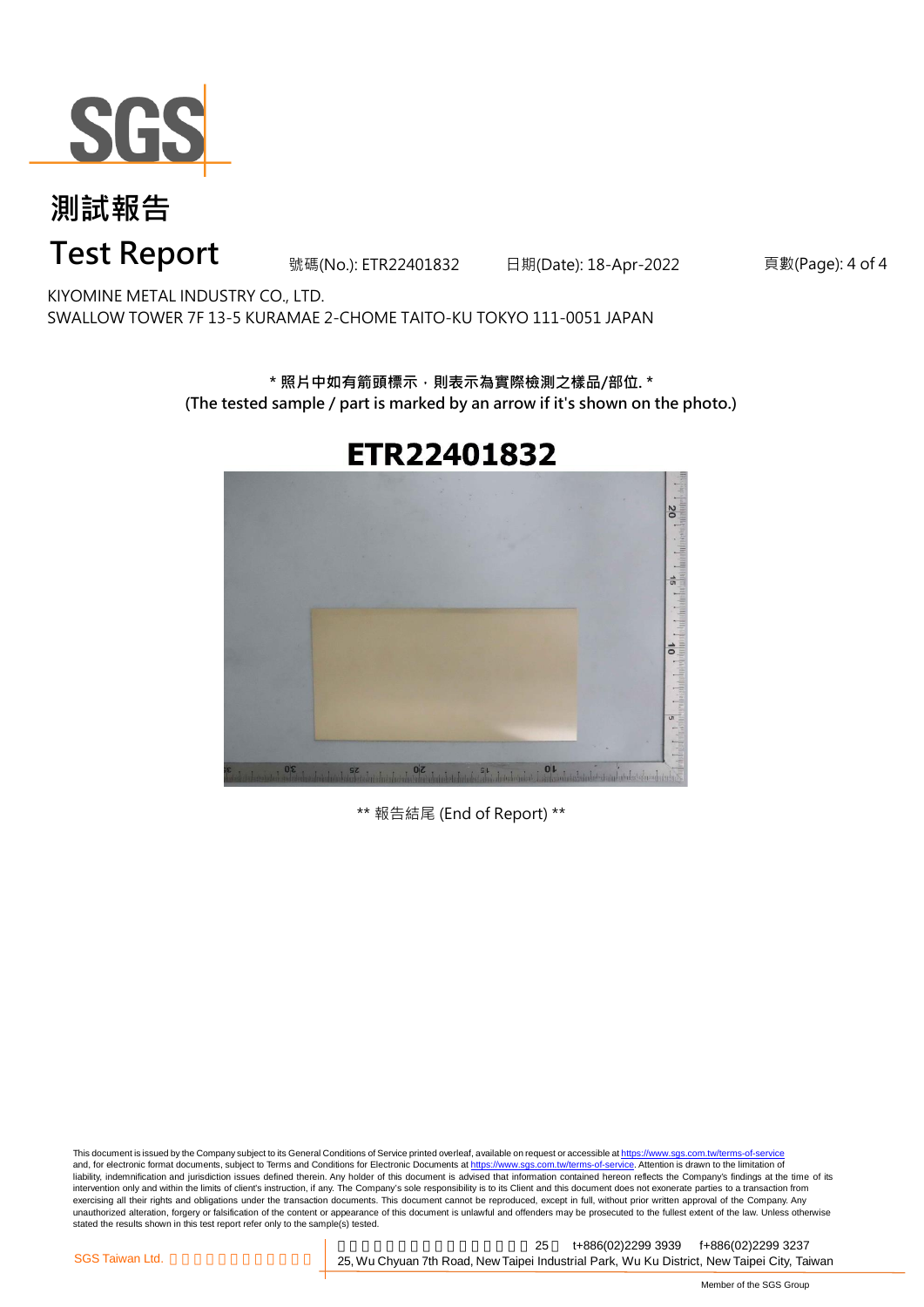# 測試報告

# Test Report

號碼(No.): ETR22401832　　日期(Date): 18-Apr-2022

KIYOMINE METAL INDUSTRY CO., LTD.
SWALLOW TOWER 7F 13-5 KURAMAE 2-CHOME TAITO-KU TOKYO 111-0051 JAPAN

**\* 照片中如有箭頭標示，則表示為實際檢測之樣品/部位. \***
**(The tested sample / part is marked by an arrow if it's shown on the photo.)**

**ETR22401832**

** 報告結尾 (End of Report) **

This document is issued by the Company subject to its General Conditions of Service printed overleaf, available on request or accessible at https://www.sgs.com.tw/terms-of-service and, for electronic format documents, subject to Terms and Conditions for Electronic Documents at https://www.sgs.com.tw/terms-of-service. Attention is drawn to the limitation of liability, indemnification and jurisdiction issues defined therein. Any holder of this document is advised that information contained hereon reflects the Company's findings at the time of its intervention only and within the limits of client's instruction, if any. The Company's sole responsibility is to its Client and this document does not exonerate parties to a transaction from exercising all their rights and obligations under the transaction documents. This document cannot be reproduced, except in full, without prior written approval of the Company. Any unauthorized alteration, forgery or falsification of the content or appearance of this document is unlawful and offenders may be prosecuted to the fullest extent of the law. Unless otherwise stated the results shown in this test report refer only to the sample(s) tested.

SGS Taiwan Ltd.　25, Wu Chyuan 7th Road, New Taipei Industrial Park, Wu Ku District, New Taipei City, Taiwan　t+886(02)2299 3939　f+886(02)2299 3237

Member of the SGS Group